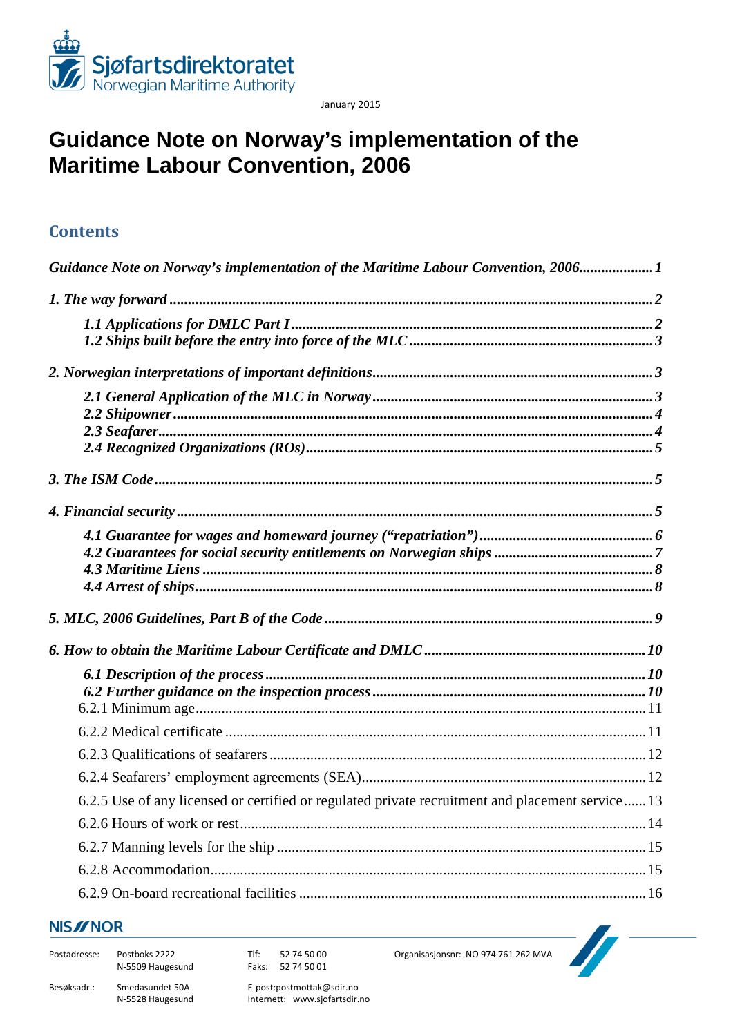Sjøfartsdirektoratet
Norwegian Maritime Authority

January 2015

# Guidance Note on Norway's implementation of the Maritime Labour Convention, 2006

## Contents

*Guidance Note on Norway's implementation of the Maritime Labour Convention, 2006* .................... *1*

*1. The way forward* .................... *2*

- *1.1 Applications for DMLC Part I* .................... *2*
- *1.2 Ships built before the entry into force of the MLC* .................... *3*

*2. Norwegian interpretations of important definitions* .................... *3*

- *2.1 General Application of the MLC in Norway* .................... *3*
- *2.2 Shipowner* .................... *4*
- *2.3 Seafarer* .................... *4*
- *2.4 Recognized Organizations (ROs)* .................... *5*

*3. The ISM Code* .................... *5*

*4. Financial security* .................... *5*

- *4.1 Guarantee for wages and homeward journey ("repatriation")* .................... *6*
- *4.2 Guarantees for social security entitlements on Norwegian ships* .................... *7*
- *4.3 Maritime Liens* .................... *8*
- *4.4 Arrest of ships* .................... *8*

*5. MLC, 2006 Guidelines, Part B of the Code* .................... *9*

*6. How to obtain the Maritime Labour Certificate and DMLC* .................... *10*

- *6.1 Description of the process* .................... *10*
- *6.2 Further guidance on the inspection process* .................... *10*
- 6.2.1 Minimum age .................... 11
- 6.2.2 Medical certificate .................... 11
- 6.2.3 Qualifications of seafarers .................... 12
- 6.2.4 Seafarers' employment agreements (SEA) .................... 12
- 6.2.5 Use of any licensed or certified or regulated private recruitment and placement service .................... 13
- 6.2.6 Hours of work or rest .................... 14
- 6.2.7 Manning levels for the ship .................... 15
- 6.2.8 Accommodation .................... 15
- 6.2.9 On-board recreational facilities .................... 16

NIS/NOR

| | | | | |
|---|---|---|---|---|
| Postadresse: | Postboks 2222<br>N-5509 Haugesund | Tlf: 52 74 50 00<br>Faks: 52 74 50 01 | Organisasjonsnr: NO 974 761 262 MVA |
| Besøksadr.: | Smedasundet 50A<br>N-5528 Haugesund | E-post:postmottak@sdir.no<br>Internett: www.sjofartsdir.no | |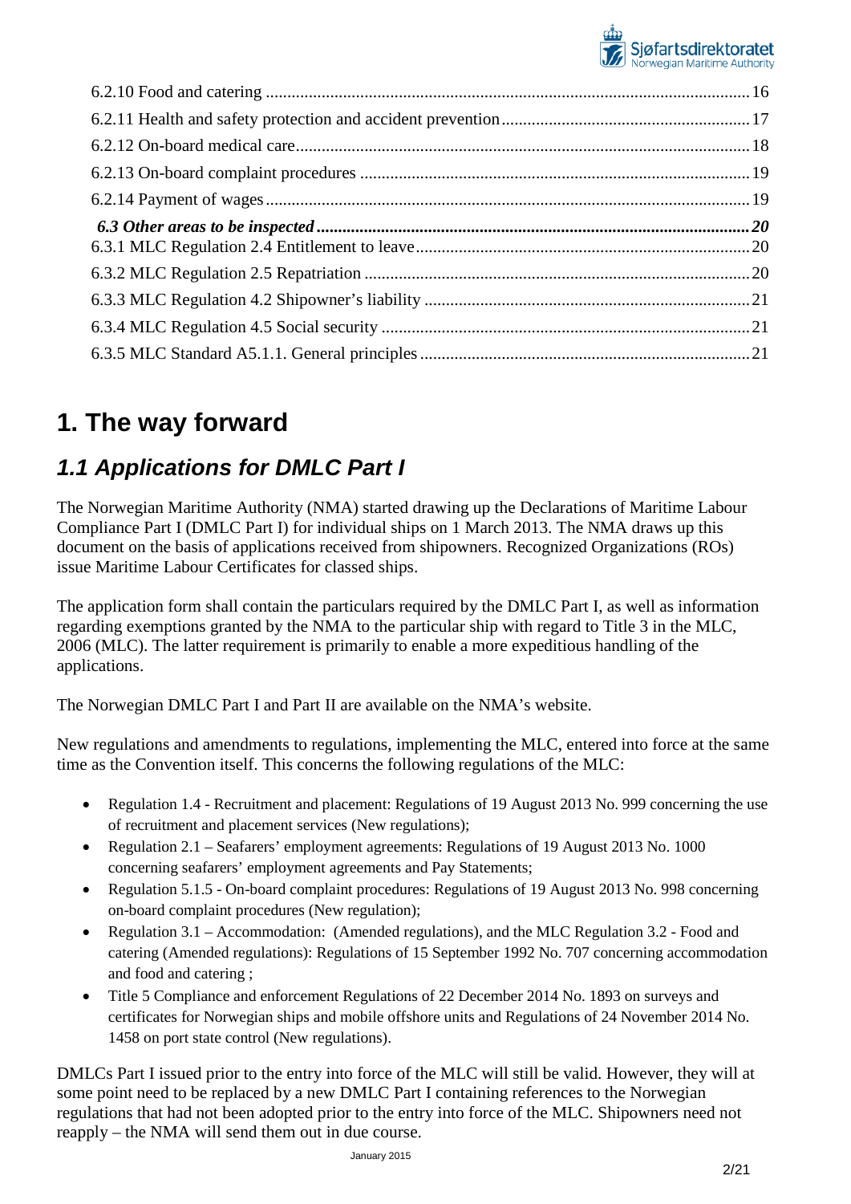6.2.10 Food and catering ........................................ 16
6.2.11 Health and safety protection and accident prevention ........................................ 17
6.2.12 On-board medical care ........................................ 18
6.2.13 On-board complaint procedures ........................................ 19
6.2.14 Payment of wages ........................................ 19
***6.3 Other areas to be inspected ........................................ 20***
6.3.1 MLC Regulation 2.4 Entitlement to leave ........................................ 20
6.3.2 MLC Regulation 2.5 Repatriation ........................................ 20
6.3.3 MLC Regulation 4.2 Shipowner's liability ........................................ 21
6.3.4 MLC Regulation 4.5 Social security ........................................ 21
6.3.5 MLC Standard A5.1.1. General principles ........................................ 21

# 1. The way forward

## *1.1 Applications for DMLC Part I*

The Norwegian Maritime Authority (NMA) started drawing up the Declarations of Maritime Labour Compliance Part I (DMLC Part I) for individual ships on 1 March 2013. The NMA draws up this document on the basis of applications received from shipowners. Recognized Organizations (ROs) issue Maritime Labour Certificates for classed ships.

The application form shall contain the particulars required by the DMLC Part I, as well as information regarding exemptions granted by the NMA to the particular ship with regard to Title 3 in the MLC, 2006 (MLC). The latter requirement is primarily to enable a more expeditious handling of the applications.

The Norwegian DMLC Part I and Part II are available on the NMA's website.

New regulations and amendments to regulations, implementing the MLC, entered into force at the same time as the Convention itself. This concerns the following regulations of the MLC:

- Regulation 1.4 - Recruitment and placement: Regulations of 19 August 2013 No. 999 concerning the use of recruitment and placement services (New regulations);
- Regulation 2.1 – Seafarers' employment agreements: Regulations of 19 August 2013 No. 1000 concerning seafarers' employment agreements and Pay Statements;
- Regulation 5.1.5 - On-board complaint procedures: Regulations of 19 August 2013 No. 998 concerning on-board complaint procedures (New regulation);
- Regulation 3.1 – Accommodation: (Amended regulations), and the MLC Regulation 3.2 - Food and catering (Amended regulations): Regulations of 15 September 1992 No. 707 concerning accommodation and food and catering ;
- Title 5 Compliance and enforcement Regulations of 22 December 2014 No. 1893 on surveys and certificates for Norwegian ships and mobile offshore units and Regulations of 24 November 2014 No. 1458 on port state control (New regulations).

DMLCs Part I issued prior to the entry into force of the MLC will still be valid. However, they will at some point need to be replaced by a new DMLC Part I containing references to the Norwegian regulations that had not been adopted prior to the entry into force of the MLC. Shipowners need not reapply – the NMA will send them out in due course.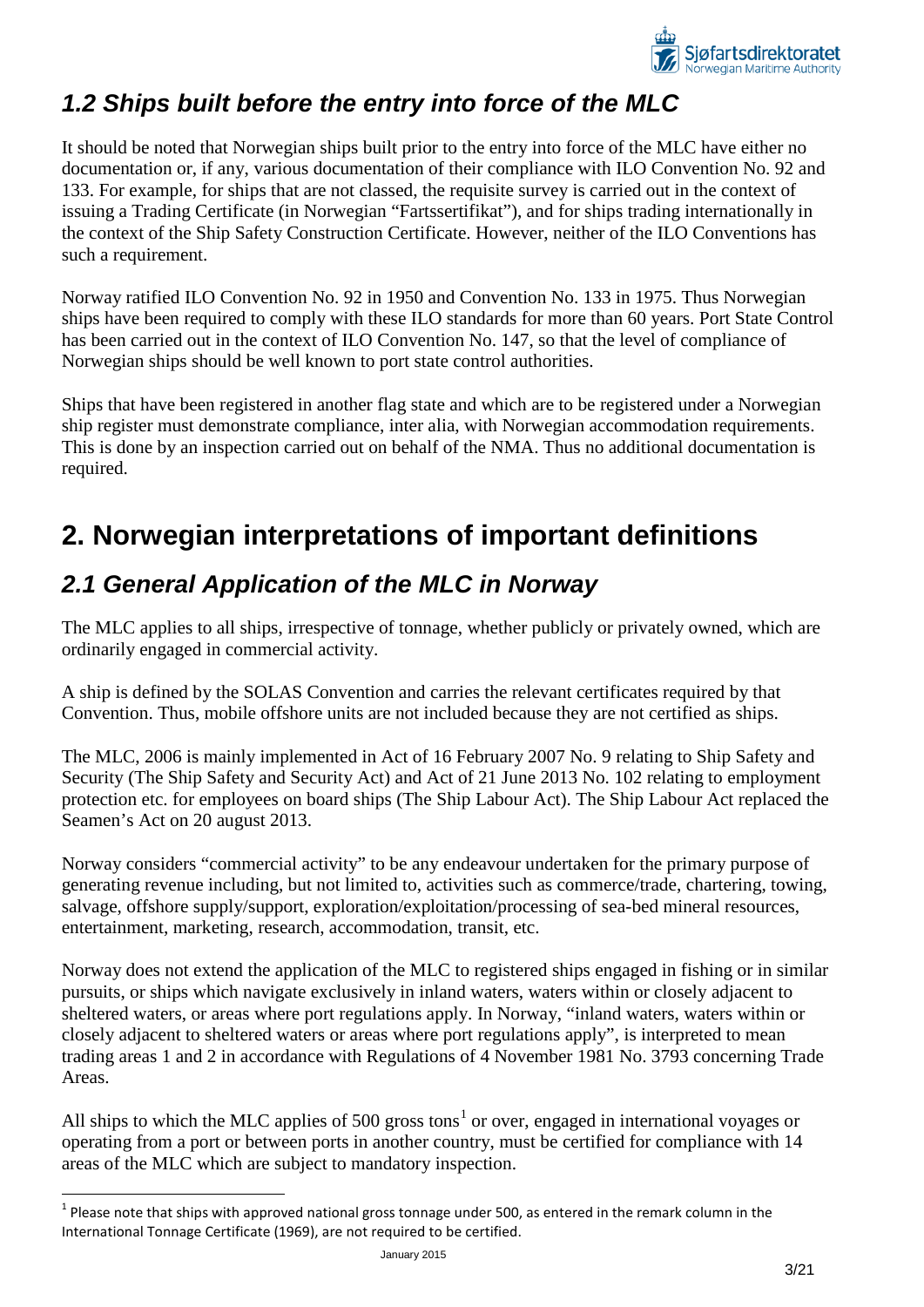## *1.2 Ships built before the entry into force of the MLC*

It should be noted that Norwegian ships built prior to the entry into force of the MLC have either no documentation or, if any, various documentation of their compliance with ILO Convention No. 92 and 133. For example, for ships that are not classed, the requisite survey is carried out in the context of issuing a Trading Certificate (in Norwegian "Fartssertifikat"), and for ships trading internationally in the context of the Ship Safety Construction Certificate. However, neither of the ILO Conventions has such a requirement.

Norway ratified ILO Convention No. 92 in 1950 and Convention No. 133 in 1975. Thus Norwegian ships have been required to comply with these ILO standards for more than 60 years. Port State Control has been carried out in the context of ILO Convention No. 147, so that the level of compliance of Norwegian ships should be well known to port state control authorities.

Ships that have been registered in another flag state and which are to be registered under a Norwegian ship register must demonstrate compliance, inter alia, with Norwegian accommodation requirements. This is done by an inspection carried out on behalf of the NMA. Thus no additional documentation is required.

# 2. Norwegian interpretations of important definitions

## *2.1 General Application of the MLC in Norway*

The MLC applies to all ships, irrespective of tonnage, whether publicly or privately owned, which are ordinarily engaged in commercial activity.

A ship is defined by the SOLAS Convention and carries the relevant certificates required by that Convention. Thus, mobile offshore units are not included because they are not certified as ships.

The MLC, 2006 is mainly implemented in Act of 16 February 2007 No. 9 relating to Ship Safety and Security (The Ship Safety and Security Act) and Act of 21 June 2013 No. 102 relating to employment protection etc. for employees on board ships (The Ship Labour Act). The Ship Labour Act replaced the Seamen's Act on 20 august 2013.

Norway considers "commercial activity" to be any endeavour undertaken for the primary purpose of generating revenue including, but not limited to, activities such as commerce/trade, chartering, towing, salvage, offshore supply/support, exploration/exploitation/processing of sea-bed mineral resources, entertainment, marketing, research, accommodation, transit, etc.

Norway does not extend the application of the MLC to registered ships engaged in fishing or in similar pursuits, or ships which navigate exclusively in inland waters, waters within or closely adjacent to sheltered waters, or areas where port regulations apply. In Norway, "inland waters, waters within or closely adjacent to sheltered waters or areas where port regulations apply", is interpreted to mean trading areas 1 and 2 in accordance with Regulations of 4 November 1981 No. 3793 concerning Trade Areas.

All ships to which the MLC applies of 500 gross tons[1] or over, engaged in international voyages or operating from a port or between ports in another country, must be certified for compliance with 14 areas of the MLC which are subject to mandatory inspection.

---

[1] Please note that ships with approved national gross tonnage under 500, as entered in the remark column in the International Tonnage Certificate (1969), are not required to be certified.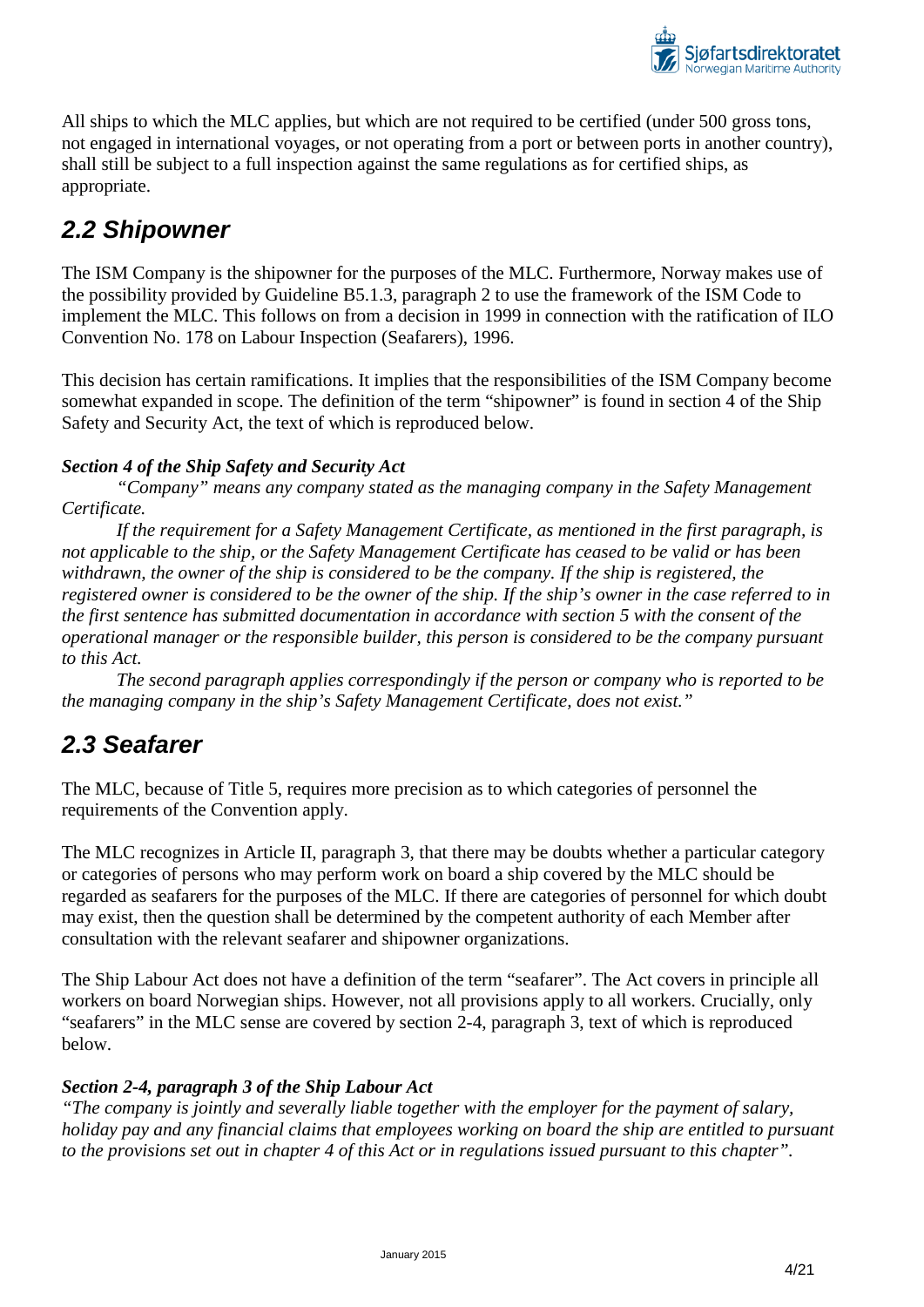All ships to which the MLC applies, but which are not required to be certified (under 500 gross tons, not engaged in international voyages, or not operating from a port or between ports in another country), shall still be subject to a full inspection against the same regulations as for certified ships, as appropriate.

## 2.2 Shipowner

The ISM Company is the shipowner for the purposes of the MLC. Furthermore, Norway makes use of the possibility provided by Guideline B5.1.3, paragraph 2 to use the framework of the ISM Code to implement the MLC. This follows on from a decision in 1999 in connection with the ratification of ILO Convention No. 178 on Labour Inspection (Seafarers), 1996.

This decision has certain ramifications. It implies that the responsibilities of the ISM Company become somewhat expanded in scope. The definition of the term "shipowner" is found in section 4 of the Ship Safety and Security Act, the text of which is reproduced below.

***Section 4 of the Ship Safety and Security Act***

*"Company" means any company stated as the managing company in the Safety Management Certificate.*

*If the requirement for a Safety Management Certificate, as mentioned in the first paragraph, is not applicable to the ship, or the Safety Management Certificate has ceased to be valid or has been withdrawn, the owner of the ship is considered to be the company. If the ship is registered, the registered owner is considered to be the owner of the ship. If the ship's owner in the case referred to in the first sentence has submitted documentation in accordance with section 5 with the consent of the operational manager or the responsible builder, this person is considered to be the company pursuant to this Act.*

*The second paragraph applies correspondingly if the person or company who is reported to be the managing company in the ship's Safety Management Certificate, does not exist."*

## 2.3 Seafarer

The MLC, because of Title 5, requires more precision as to which categories of personnel the requirements of the Convention apply.

The MLC recognizes in Article II, paragraph 3, that there may be doubts whether a particular category or categories of persons who may perform work on board a ship covered by the MLC should be regarded as seafarers for the purposes of the MLC. If there are categories of personnel for which doubt may exist, then the question shall be determined by the competent authority of each Member after consultation with the relevant seafarer and shipowner organizations.

The Ship Labour Act does not have a definition of the term "seafarer". The Act covers in principle all workers on board Norwegian ships. However, not all provisions apply to all workers. Crucially, only "seafarers" in the MLC sense are covered by section 2-4, paragraph 3, text of which is reproduced below.

***Section 2-4, paragraph 3 of the Ship Labour Act***

*"The company is jointly and severally liable together with the employer for the payment of salary, holiday pay and any financial claims that employees working on board the ship are entitled to pursuant to the provisions set out in chapter 4 of this Act or in regulations issued pursuant to this chapter".*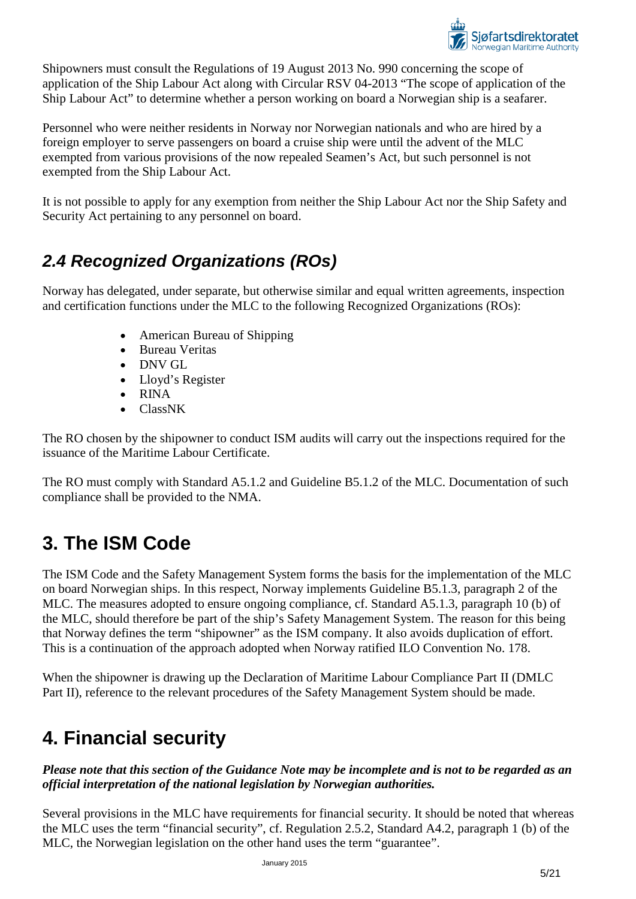Shipowners must consult the Regulations of 19 August 2013 No. 990 concerning the scope of application of the Ship Labour Act along with Circular RSV 04-2013 "The scope of application of the Ship Labour Act" to determine whether a person working on board a Norwegian ship is a seafarer.

Personnel who were neither residents in Norway nor Norwegian nationals and who are hired by a foreign employer to serve passengers on board a cruise ship were until the advent of the MLC exempted from various provisions of the now repealed Seamen's Act, but such personnel is not exempted from the Ship Labour Act.

It is not possible to apply for any exemption from neither the Ship Labour Act nor the Ship Safety and Security Act pertaining to any personnel on board.

## *2.4 Recognized Organizations (ROs)*

Norway has delegated, under separate, but otherwise similar and equal written agreements, inspection and certification functions under the MLC to the following Recognized Organizations (ROs):

- American Bureau of Shipping
- Bureau Veritas
- DNV GL
- Lloyd's Register
- RINA
- ClassNK

The RO chosen by the shipowner to conduct ISM audits will carry out the inspections required for the issuance of the Maritime Labour Certificate.

The RO must comply with Standard A5.1.2 and Guideline B5.1.2 of the MLC. Documentation of such compliance shall be provided to the NMA.

# 3. The ISM Code

The ISM Code and the Safety Management System forms the basis for the implementation of the MLC on board Norwegian ships. In this respect, Norway implements Guideline B5.1.3, paragraph 2 of the MLC. The measures adopted to ensure ongoing compliance, cf. Standard A5.1.3, paragraph 10 (b) of the MLC, should therefore be part of the ship's Safety Management System. The reason for this being that Norway defines the term "shipowner" as the ISM company. It also avoids duplication of effort. This is a continuation of the approach adopted when Norway ratified ILO Convention No. 178.

When the shipowner is drawing up the Declaration of Maritime Labour Compliance Part II (DMLC Part II), reference to the relevant procedures of the Safety Management System should be made.

# 4. Financial security

***Please note that this section of the Guidance Note may be incomplete and is not to be regarded as an official interpretation of the national legislation by Norwegian authorities.***

Several provisions in the MLC have requirements for financial security. It should be noted that whereas the MLC uses the term "financial security", cf. Regulation 2.5.2, Standard A4.2, paragraph 1 (b) of the MLC, the Norwegian legislation on the other hand uses the term "guarantee".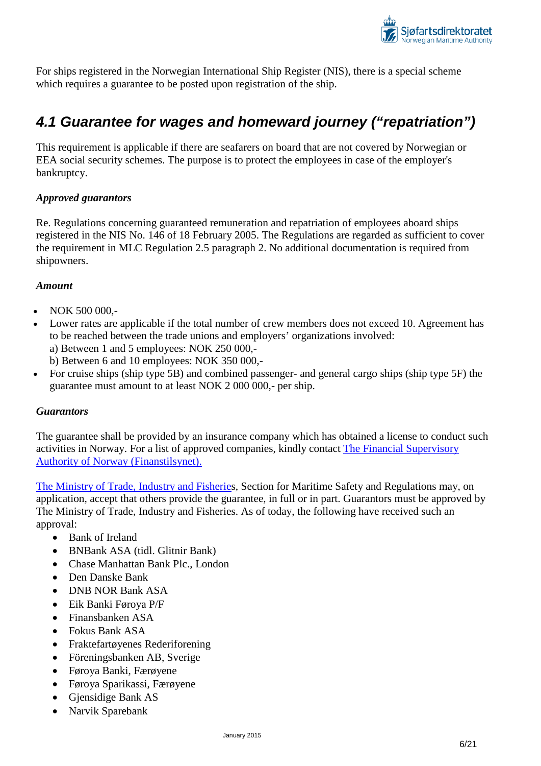For ships registered in the Norwegian International Ship Register (NIS), there is a special scheme which requires a guarantee to be posted upon registration of the ship.

## *4.1 Guarantee for wages and homeward journey ("repatriation")*

This requirement is applicable if there are seafarers on board that are not covered by Norwegian or EEA social security schemes. The purpose is to protect the employees in case of the employer's bankruptcy.

***Approved guarantors***

Re. Regulations concerning guaranteed remuneration and repatriation of employees aboard ships registered in the NIS No. 146 of 18 February 2005. The Regulations are regarded as sufficient to cover the requirement in MLC Regulation 2.5 paragraph 2. No additional documentation is required from shipowners.

***Amount***

- NOK 500 000,-
- Lower rates are applicable if the total number of crew members does not exceed 10. Agreement has to be reached between the trade unions and employers' organizations involved:
  a) Between 1 and 5 employees: NOK 250 000,-
  b) Between 6 and 10 employees: NOK 350 000,-
- For cruise ships (ship type 5B) and combined passenger- and general cargo ships (ship type 5F) the guarantee must amount to at least NOK 2 000 000,- per ship.

***Guarantors***

The guarantee shall be provided by an insurance company which has obtained a license to conduct such activities in Norway. For a list of approved companies, kindly contact The Financial Supervisory Authority of Norway (Finanstilsynet).

The Ministry of Trade, Industry and Fisheries, Section for Maritime Safety and Regulations may, on application, accept that others provide the guarantee, in full or in part. Guarantors must be approved by The Ministry of Trade, Industry and Fisheries. As of today, the following have received such an approval:

- Bank of Ireland
- BNBank ASA (tidl. Glitnir Bank)
- Chase Manhattan Bank Plc., London
- Den Danske Bank
- DNB NOR Bank ASA
- Eik Banki Føroya P/F
- Finansbanken ASA
- Fokus Bank ASA
- Fraktefartøyenes Rederiforening
- Föreningsbanken AB, Sverige
- Føroya Banki, Færøyene
- Føroya Sparikassi, Færøyene
- Gjensidige Bank AS
- Narvik Sparebank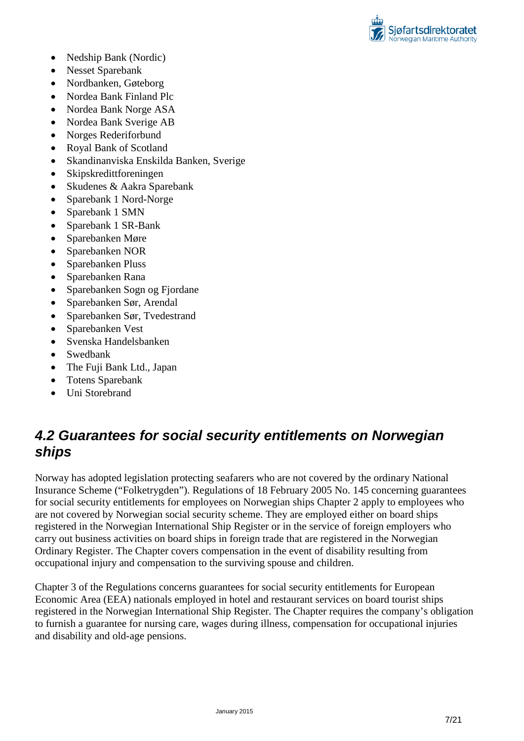- Nedship Bank (Nordic)
- Nesset Sparebank
- Nordbanken, Gøteborg
- Nordea Bank Finland Plc
- Nordea Bank Norge ASA
- Nordea Bank Sverige AB
- Norges Rederiforbund
- Royal Bank of Scotland
- Skandinanviska Enskilda Banken, Sverige
- Skipskredittforeningen
- Skudenes & Aakra Sparebank
- Sparebank 1 Nord-Norge
- Sparebank 1 SMN
- Sparebank 1 SR-Bank
- Sparebanken Møre
- Sparebanken NOR
- Sparebanken Pluss
- Sparebanken Rana
- Sparebanken Sogn og Fjordane
- Sparebanken Sør, Arendal
- Sparebanken Sør, Tvedestrand
- Sparebanken Vest
- Svenska Handelsbanken
- Swedbank
- The Fuji Bank Ltd., Japan
- Totens Sparebank
- Uni Storebrand

## *4.2 Guarantees for social security entitlements on Norwegian ships*

Norway has adopted legislation protecting seafarers who are not covered by the ordinary National Insurance Scheme ("Folketrygden"). Regulations of 18 February 2005 No. 145 concerning guarantees for social security entitlements for employees on Norwegian ships Chapter 2 apply to employees who are not covered by Norwegian social security scheme. They are employed either on board ships registered in the Norwegian International Ship Register or in the service of foreign employers who carry out business activities on board ships in foreign trade that are registered in the Norwegian Ordinary Register. The Chapter covers compensation in the event of disability resulting from occupational injury and compensation to the surviving spouse and children.

Chapter 3 of the Regulations concerns guarantees for social security entitlements for European Economic Area (EEA) nationals employed in hotel and restaurant services on board tourist ships registered in the Norwegian International Ship Register. The Chapter requires the company's obligation to furnish a guarantee for nursing care, wages during illness, compensation for occupational injuries and disability and old-age pensions.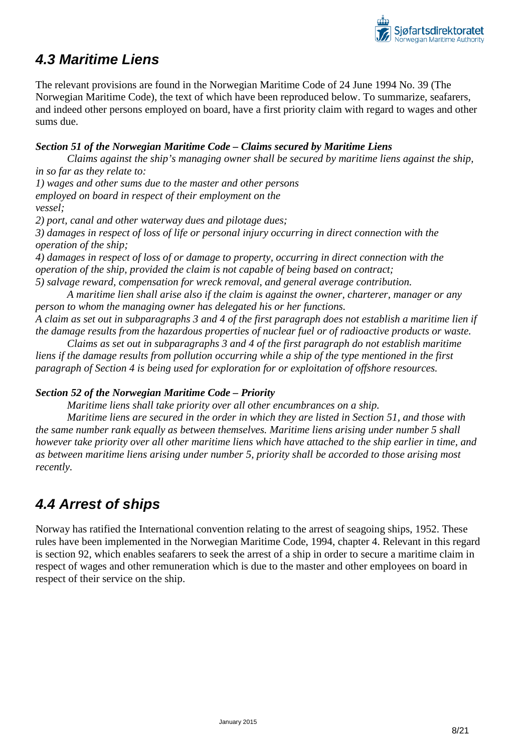## *4.3 Maritime Liens*

The relevant provisions are found in the Norwegian Maritime Code of 24 June 1994 No. 39 (The Norwegian Maritime Code), the text of which have been reproduced below. To summarize, seafarers, and indeed other persons employed on board, have a first priority claim with regard to wages and other sums due.

***Section 51 of the Norwegian Maritime Code – Claims secured by Maritime Liens***

*Claims against the ship's managing owner shall be secured by maritime liens against the ship, in so far as they relate to:*

*1) wages and other sums due to the master and other persons employed on board in respect of their employment on the vessel;*

*2) port, canal and other waterway dues and pilotage dues;*

*3) damages in respect of loss of life or personal injury occurring in direct connection with the operation of the ship;*

*4) damages in respect of loss of or damage to property, occurring in direct connection with the operation of the ship, provided the claim is not capable of being based on contract;*

*5) salvage reward, compensation for wreck removal, and general average contribution.*

*A maritime lien shall arise also if the claim is against the owner, charterer, manager or any person to whom the managing owner has delegated his or her functions.*

*A claim as set out in subparagraphs 3 and 4 of the first paragraph does not establish a maritime lien if the damage results from the hazardous properties of nuclear fuel or of radioactive products or waste.*

*Claims as set out in subparagraphs 3 and 4 of the first paragraph do not establish maritime liens if the damage results from pollution occurring while a ship of the type mentioned in the first paragraph of Section 4 is being used for exploration for or exploitation of offshore resources.*

***Section 52 of the Norwegian Maritime Code – Priority***

*Maritime liens shall take priority over all other encumbrances on a ship.*

*Maritime liens are secured in the order in which they are listed in Section 51, and those with the same number rank equally as between themselves. Maritime liens arising under number 5 shall however take priority over all other maritime liens which have attached to the ship earlier in time, and as between maritime liens arising under number 5, priority shall be accorded to those arising most recently.*

## *4.4 Arrest of ships*

Norway has ratified the International convention relating to the arrest of seagoing ships, 1952. These rules have been implemented in the Norwegian Maritime Code, 1994, chapter 4. Relevant in this regard is section 92, which enables seafarers to seek the arrest of a ship in order to secure a maritime claim in respect of wages and other remuneration which is due to the master and other employees on board in respect of their service on the ship.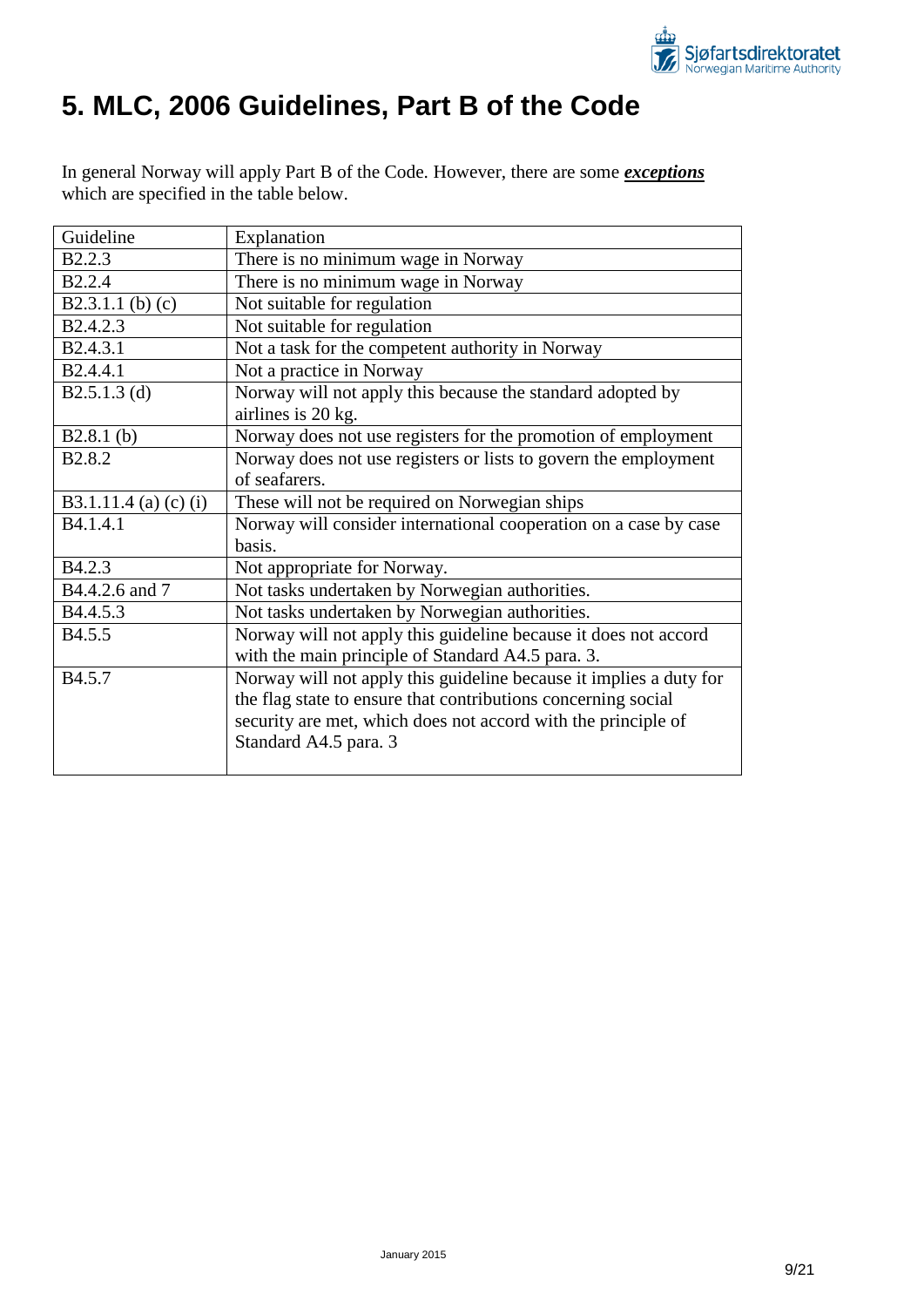# 5. MLC, 2006 Guidelines, Part B of the Code

In general Norway will apply Part B of the Code. However, there are some ***exceptions*** which are specified in the table below.

| Guideline | Explanation |
|---|---|
| B2.2.3 | There is no minimum wage in Norway |
| B2.2.4 | There is no minimum wage in Norway |
| B2.3.1.1 (b) (c) | Not suitable for regulation |
| B2.4.2.3 | Not suitable for regulation |
| B2.4.3.1 | Not a task for the competent authority in Norway |
| B2.4.4.1 | Not a practice in Norway |
| B2.5.1.3 (d) | Norway will not apply this because the standard adopted by airlines is 20 kg. |
| B2.8.1 (b) | Norway does not use registers for the promotion of employment |
| B2.8.2 | Norway does not use registers or lists to govern the employment of seafarers. |
| B3.1.11.4 (a) (c) (i) | These will not be required on Norwegian ships |
| B4.1.4.1 | Norway will consider international cooperation on a case by case basis. |
| B4.2.3 | Not appropriate for Norway. |
| B4.4.2.6 and 7 | Not tasks undertaken by Norwegian authorities. |
| B4.4.5.3 | Not tasks undertaken by Norwegian authorities. |
| B4.5.5 | Norway will not apply this guideline because it does not accord with the main principle of Standard A4.5 para. 3. |
| B4.5.7 | Norway will not apply this guideline because it implies a duty for the flag state to ensure that contributions concerning social security are met, which does not accord with the principle of Standard A4.5 para. 3 |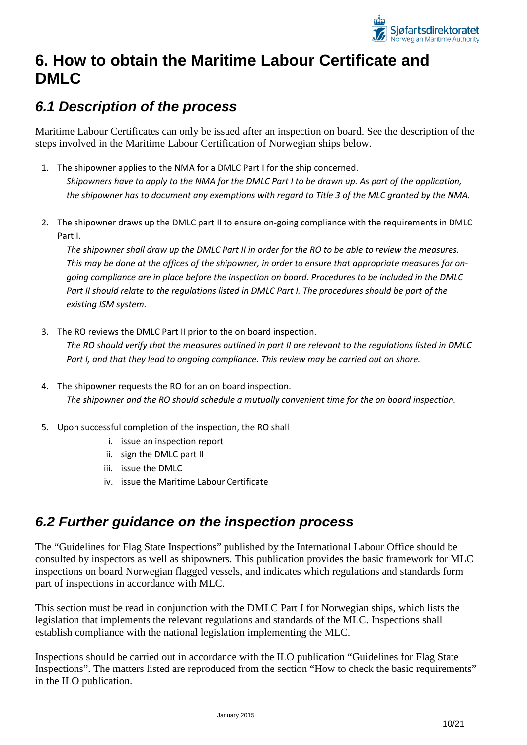# 6. How to obtain the Maritime Labour Certificate and DMLC

## *6.1 Description of the process*

Maritime Labour Certificates can only be issued after an inspection on board. See the description of the steps involved in the Maritime Labour Certification of Norwegian ships below.

1. The shipowner applies to the NMA for a DMLC Part I for the ship concerned.
   *Shipowners have to apply to the NMA for the DMLC Part I to be drawn up. As part of the application, the shipowner has to document any exemptions with regard to Title 3 of the MLC granted by the NMA.*

2. The shipowner draws up the DMLC part II to ensure on-going compliance with the requirements in DMLC Part I.
   *The shipowner shall draw up the DMLC Part II in order for the RO to be able to review the measures. This may be done at the offices of the shipowner, in order to ensure that appropriate measures for on-going compliance are in place before the inspection on board. Procedures to be included in the DMLC Part II should relate to the regulations listed in DMLC Part I. The procedures should be part of the existing ISM system.*

3. The RO reviews the DMLC Part II prior to the on board inspection.
   *The RO should verify that the measures outlined in part II are relevant to the regulations listed in DMLC Part I, and that they lead to ongoing compliance. This review may be carried out on shore.*

4. The shipowner requests the RO for an on board inspection.
   *The shipowner and the RO should schedule a mutually convenient time for the on board inspection.*

5. Upon successful completion of the inspection, the RO shall
   i. issue an inspection report
   ii. sign the DMLC part II
   iii. issue the DMLC
   iv. issue the Maritime Labour Certificate

## *6.2 Further guidance on the inspection process*

The “Guidelines for Flag State Inspections” published by the International Labour Office should be consulted by inspectors as well as shipowners. This publication provides the basic framework for MLC inspections on board Norwegian flagged vessels, and indicates which regulations and standards form part of inspections in accordance with MLC.

This section must be read in conjunction with the DMLC Part I for Norwegian ships, which lists the legislation that implements the relevant regulations and standards of the MLC. Inspections shall establish compliance with the national legislation implementing the MLC.

Inspections should be carried out in accordance with the ILO publication “Guidelines for Flag State Inspections”. The matters listed are reproduced from the section “How to check the basic requirements” in the ILO publication.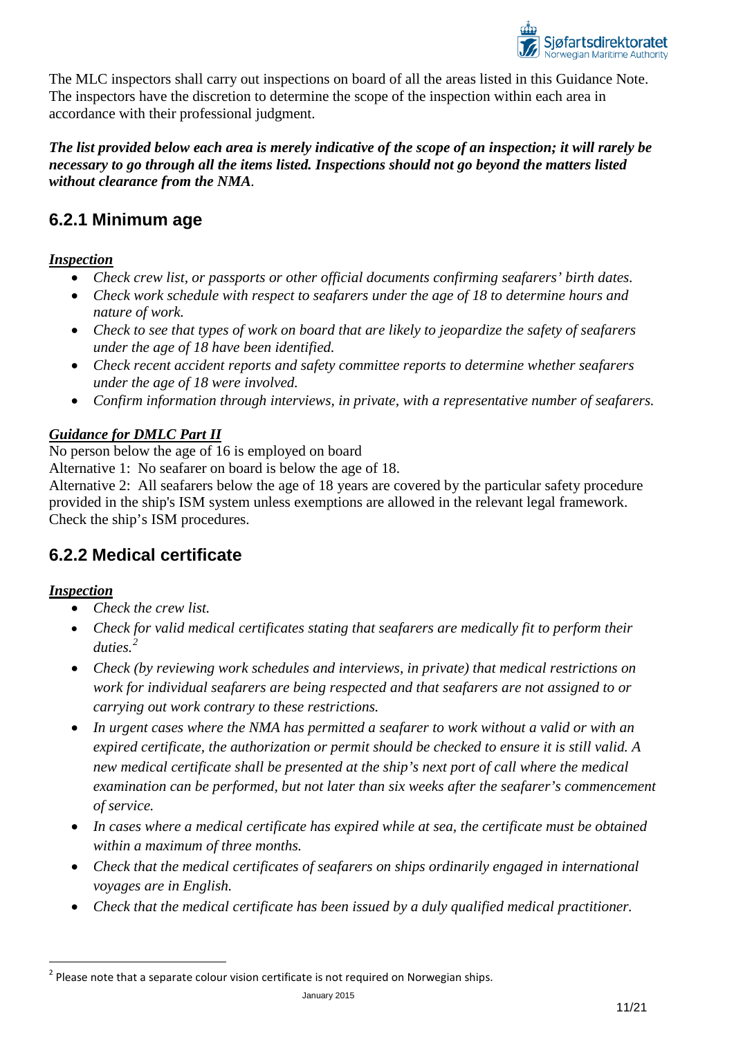The MLC inspectors shall carry out inspections on board of all the areas listed in this Guidance Note. The inspectors have the discretion to determine the scope of the inspection within each area in accordance with their professional judgment.

***The list provided below each area is merely indicative of the scope of an inspection; it will rarely be necessary to go through all the items listed. Inspections should not go beyond the matters listed without clearance from the NMA.***

## 6.2.1 Minimum age

***Inspection***

- *Check crew list, or passports or other official documents confirming seafarers' birth dates.*
- *Check work schedule with respect to seafarers under the age of 18 to determine hours and nature of work.*
- *Check to see that types of work on board that are likely to jeopardize the safety of seafarers under the age of 18 have been identified.*
- *Check recent accident reports and safety committee reports to determine whether seafarers under the age of 18 were involved.*
- *Confirm information through interviews, in private, with a representative number of seafarers.*

***Guidance for DMLC Part II***

No person below the age of 16 is employed on board

Alternative 1: No seafarer on board is below the age of 18.

Alternative 2: All seafarers below the age of 18 years are covered by the particular safety procedure provided in the ship's ISM system unless exemptions are allowed in the relevant legal framework. Check the ship's ISM procedures.

## 6.2.2 Medical certificate

***Inspection***

- *Check the crew list.*
- *Check for valid medical certificates stating that seafarers are medically fit to perform their duties.*[2]
- *Check (by reviewing work schedules and interviews, in private) that medical restrictions on work for individual seafarers are being respected and that seafarers are not assigned to or carrying out work contrary to these restrictions.*
- *In urgent cases where the NMA has permitted a seafarer to work without a valid or with an expired certificate, the authorization or permit should be checked to ensure it is still valid. A new medical certificate shall be presented at the ship's next port of call where the medical examination can be performed, but not later than six weeks after the seafarer's commencement of service.*
- *In cases where a medical certificate has expired while at sea, the certificate must be obtained within a maximum of three months.*
- *Check that the medical certificates of seafarers on ships ordinarily engaged in international voyages are in English.*
- *Check that the medical certificate has been issued by a duly qualified medical practitioner.*

---

[2] Please note that a separate colour vision certificate is not required on Norwegian ships.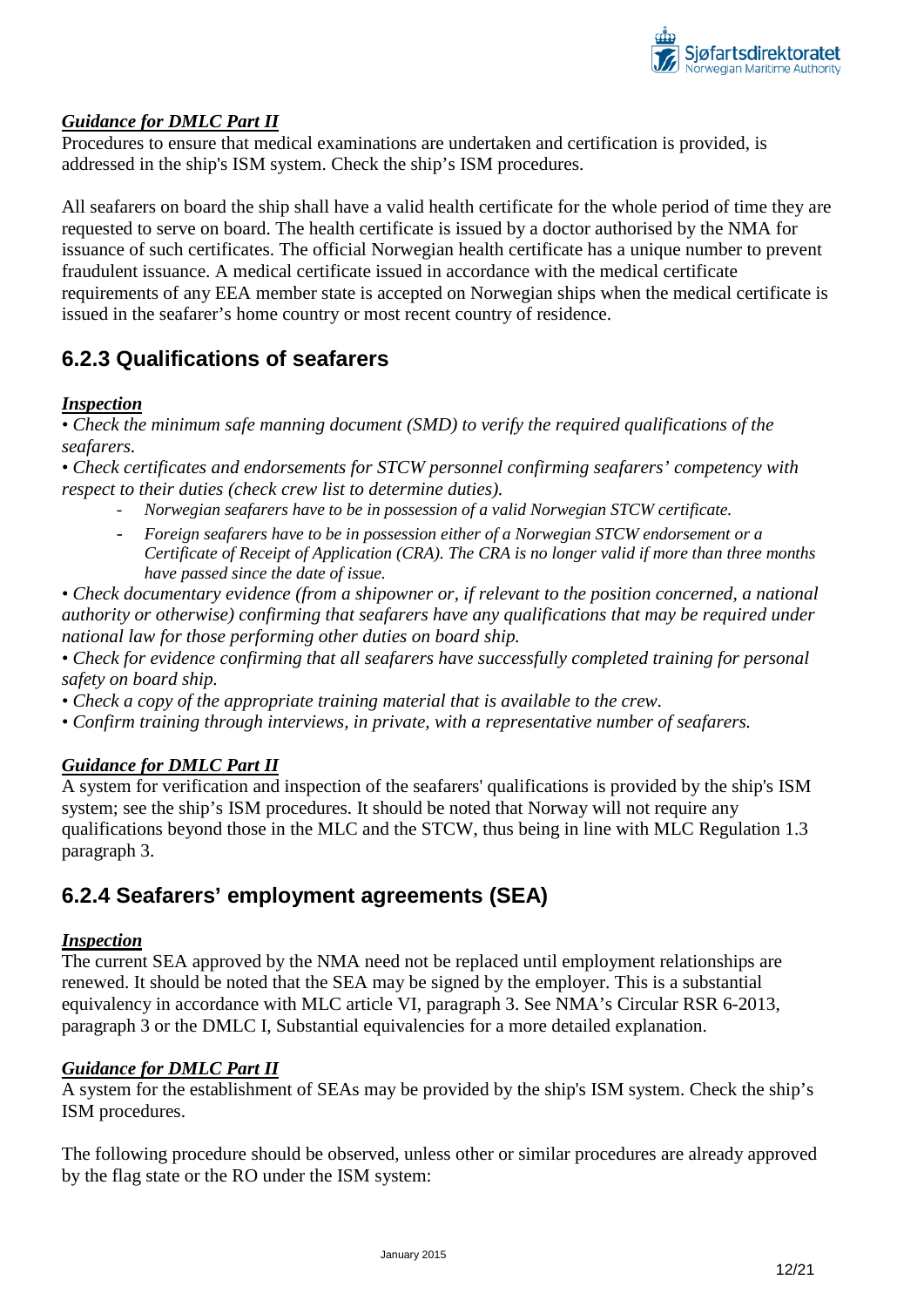***Guidance for DMLC Part II***

Procedures to ensure that medical examinations are undertaken and certification is provided, is addressed in the ship's ISM system. Check the ship's ISM procedures.

All seafarers on board the ship shall have a valid health certificate for the whole period of time they are requested to serve on board. The health certificate is issued by a doctor authorised by the NMA for issuance of such certificates. The official Norwegian health certificate has a unique number to prevent fraudulent issuance. A medical certificate issued in accordance with the medical certificate requirements of any EEA member state is accepted on Norwegian ships when the medical certificate is issued in the seafarer's home country or most recent country of residence.

## 6.2.3 Qualifications of seafarers

***Inspection***

*• Check the minimum safe manning document (SMD) to verify the required qualifications of the seafarers.*

*• Check certificates and endorsements for STCW personnel confirming seafarers' competency with respect to their duties (check crew list to determine duties).*

- *Norwegian seafarers have to be in possession of a valid Norwegian STCW certificate.*
- *Foreign seafarers have to be in possession either of a Norwegian STCW endorsement or a Certificate of Receipt of Application (CRA). The CRA is no longer valid if more than three months have passed since the date of issue.*

*• Check documentary evidence (from a shipowner or, if relevant to the position concerned, a national authority or otherwise) confirming that seafarers have any qualifications that may be required under national law for those performing other duties on board ship.*

*• Check for evidence confirming that all seafarers have successfully completed training for personal safety on board ship.*

*• Check a copy of the appropriate training material that is available to the crew.*

*• Confirm training through interviews, in private, with a representative number of seafarers.*

***Guidance for DMLC Part II***

A system for verification and inspection of the seafarers' qualifications is provided by the ship's ISM system; see the ship's ISM procedures. It should be noted that Norway will not require any qualifications beyond those in the MLC and the STCW, thus being in line with MLC Regulation 1.3 paragraph 3.

## 6.2.4 Seafarers' employment agreements (SEA)

***Inspection***

The current SEA approved by the NMA need not be replaced until employment relationships are renewed. It should be noted that the SEA may be signed by the employer. This is a substantial equivalency in accordance with MLC article VI, paragraph 3. See NMA's Circular RSR 6-2013, paragraph 3 or the DMLC I, Substantial equivalencies for a more detailed explanation.

***Guidance for DMLC Part II***

A system for the establishment of SEAs may be provided by the ship's ISM system. Check the ship's ISM procedures.

The following procedure should be observed, unless other or similar procedures are already approved by the flag state or the RO under the ISM system: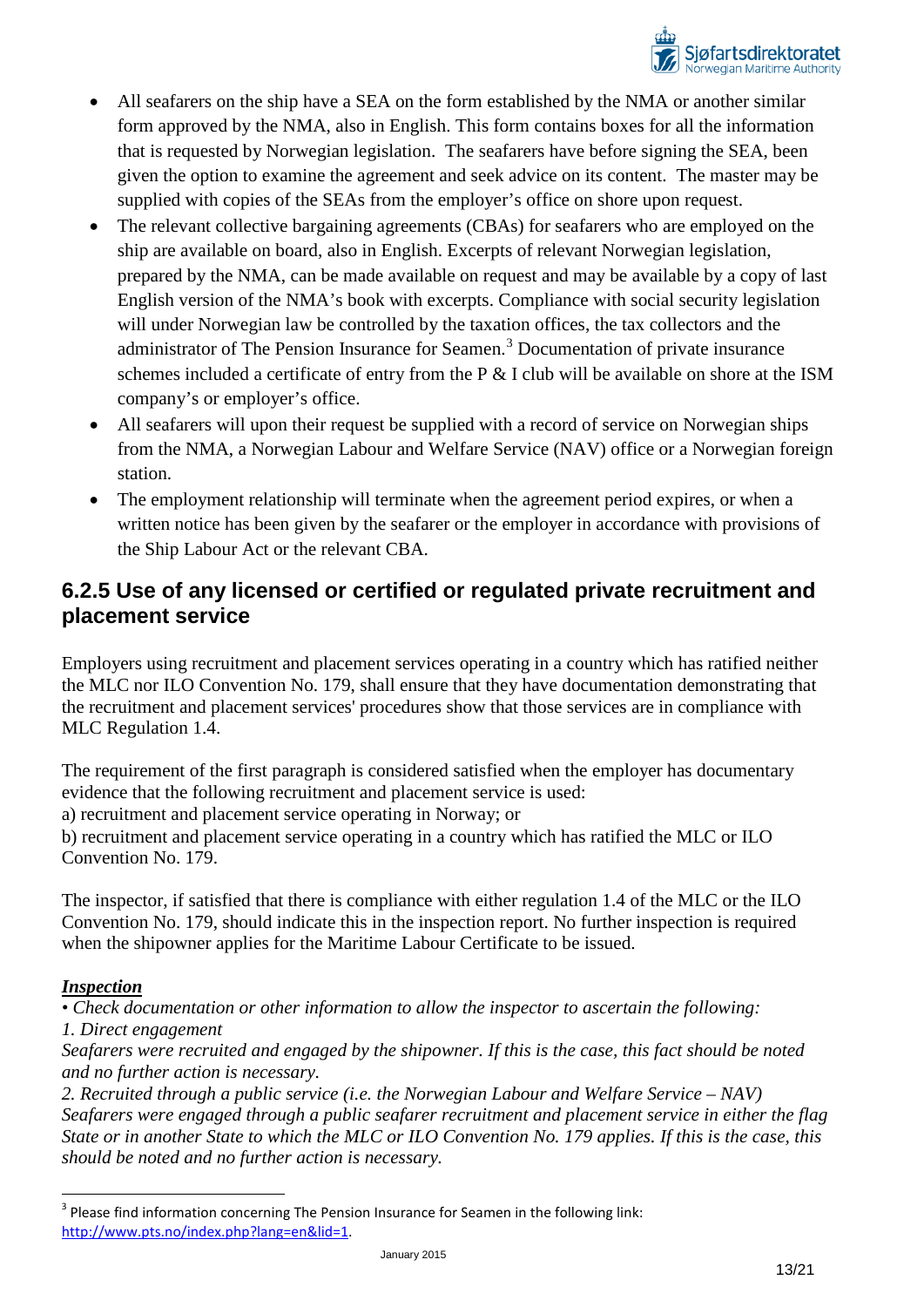- All seafarers on the ship have a SEA on the form established by the NMA or another similar form approved by the NMA, also in English. This form contains boxes for all the information that is requested by Norwegian legislation. The seafarers have before signing the SEA, been given the option to examine the agreement and seek advice on its content. The master may be supplied with copies of the SEAs from the employer's office on shore upon request.
- The relevant collective bargaining agreements (CBAs) for seafarers who are employed on the ship are available on board, also in English. Excerpts of relevant Norwegian legislation, prepared by the NMA, can be made available on request and may be available by a copy of last English version of the NMA's book with excerpts. Compliance with social security legislation will under Norwegian law be controlled by the taxation offices, the tax collectors and the administrator of The Pension Insurance for Seamen.[3] Documentation of private insurance schemes included a certificate of entry from the P & I club will be available on shore at the ISM company's or employer's office.
- All seafarers will upon their request be supplied with a record of service on Norwegian ships from the NMA, a Norwegian Labour and Welfare Service (NAV) office or a Norwegian foreign station.
- The employment relationship will terminate when the agreement period expires, or when a written notice has been given by the seafarer or the employer in accordance with provisions of the Ship Labour Act or the relevant CBA.

## 6.2.5 Use of any licensed or certified or regulated private recruitment and placement service

Employers using recruitment and placement services operating in a country which has ratified neither the MLC nor ILO Convention No. 179, shall ensure that they have documentation demonstrating that the recruitment and placement services' procedures show that those services are in compliance with MLC Regulation 1.4.

The requirement of the first paragraph is considered satisfied when the employer has documentary evidence that the following recruitment and placement service is used:
a) recruitment and placement service operating in Norway; or
b) recruitment and placement service operating in a country which has ratified the MLC or ILO Convention No. 179.

The inspector, if satisfied that there is compliance with either regulation 1.4 of the MLC or the ILO Convention No. 179, should indicate this in the inspection report. No further inspection is required when the shipowner applies for the Maritime Labour Certificate to be issued.

***Inspection***

*• Check documentation or other information to allow the inspector to ascertain the following:*
*1. Direct engagement*
*Seafarers were recruited and engaged by the shipowner. If this is the case, this fact should be noted and no further action is necessary.*
*2. Recruited through a public service (i.e. the Norwegian Labour and Welfare Service – NAV)*
*Seafarers were engaged through a public seafarer recruitment and placement service in either the flag State or in another State to which the MLC or ILO Convention No. 179 applies. If this is the case, this should be noted and no further action is necessary.*

[3] Please find information concerning The Pension Insurance for Seamen in the following link: http://www.pts.no/index.php?lang=en&lid=1.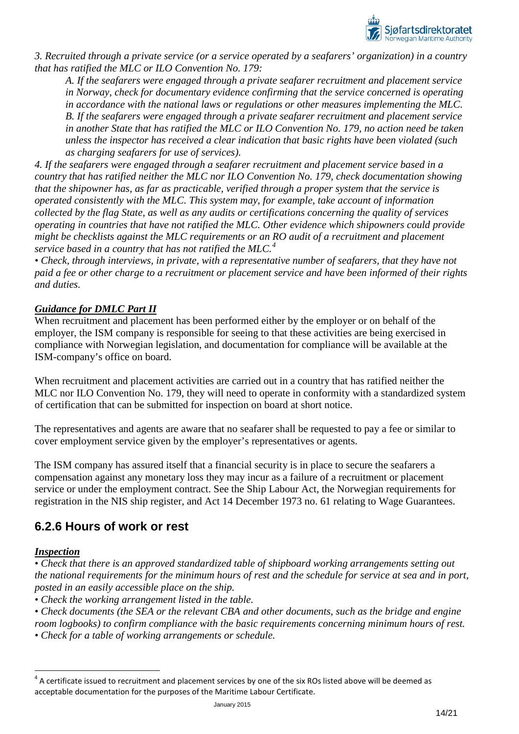*3. Recruited through a private service (or a service operated by a seafarers' organization) in a country that has ratified the MLC or ILO Convention No. 179:*

> *A. If the seafarers were engaged through a private seafarer recruitment and placement service in Norway, check for documentary evidence confirming that the service concerned is operating in accordance with the national laws or regulations or other measures implementing the MLC.*
> *B. If the seafarers were engaged through a private seafarer recruitment and placement service in another State that has ratified the MLC or ILO Convention No. 179, no action need be taken unless the inspector has received a clear indication that basic rights have been violated (such as charging seafarers for use of services).*

*4. If the seafarers were engaged through a seafarer recruitment and placement service based in a country that has ratified neither the MLC nor ILO Convention No. 179, check documentation showing that the shipowner has, as far as practicable, verified through a proper system that the service is operated consistently with the MLC. This system may, for example, take account of information collected by the flag State, as well as any audits or certifications concerning the quality of services operating in countries that have not ratified the MLC. Other evidence which shipowners could provide might be checklists against the MLC requirements or an RO audit of a recruitment and placement service based in a country that has not ratified the MLC.*[4]

*• Check, through interviews, in private, with a representative number of seafarers, that they have not paid a fee or other charge to a recruitment or placement service and have been informed of their rights and duties.*

***Guidance for DMLC Part II***

When recruitment and placement has been performed either by the employer or on behalf of the employer, the ISM company is responsible for seeing to that these activities are being exercised in compliance with Norwegian legislation, and documentation for compliance will be available at the ISM-company's office on board.

When recruitment and placement activities are carried out in a country that has ratified neither the MLC nor ILO Convention No. 179, they will need to operate in conformity with a standardized system of certification that can be submitted for inspection on board at short notice.

The representatives and agents are aware that no seafarer shall be requested to pay a fee or similar to cover employment service given by the employer's representatives or agents.

The ISM company has assured itself that a financial security is in place to secure the seafarers a compensation against any monetary loss they may incur as a failure of a recruitment or placement service or under the employment contract. See the Ship Labour Act, the Norwegian requirements for registration in the NIS ship register, and Act 14 December 1973 no. 61 relating to Wage Guarantees.

## 6.2.6 Hours of work or rest

***Inspection***

*• Check that there is an approved standardized table of shipboard working arrangements setting out the national requirements for the minimum hours of rest and the schedule for service at sea and in port, posted in an easily accessible place on the ship.*
*• Check the working arrangement listed in the table.*
*• Check documents (the SEA or the relevant CBA and other documents, such as the bridge and engine room logbooks) to confirm compliance with the basic requirements concerning minimum hours of rest.*
*• Check for a table of working arrangements or schedule.*

---

[4] A certificate issued to recruitment and placement services by one of the six ROs listed above will be deemed as acceptable documentation for the purposes of the Maritime Labour Certificate.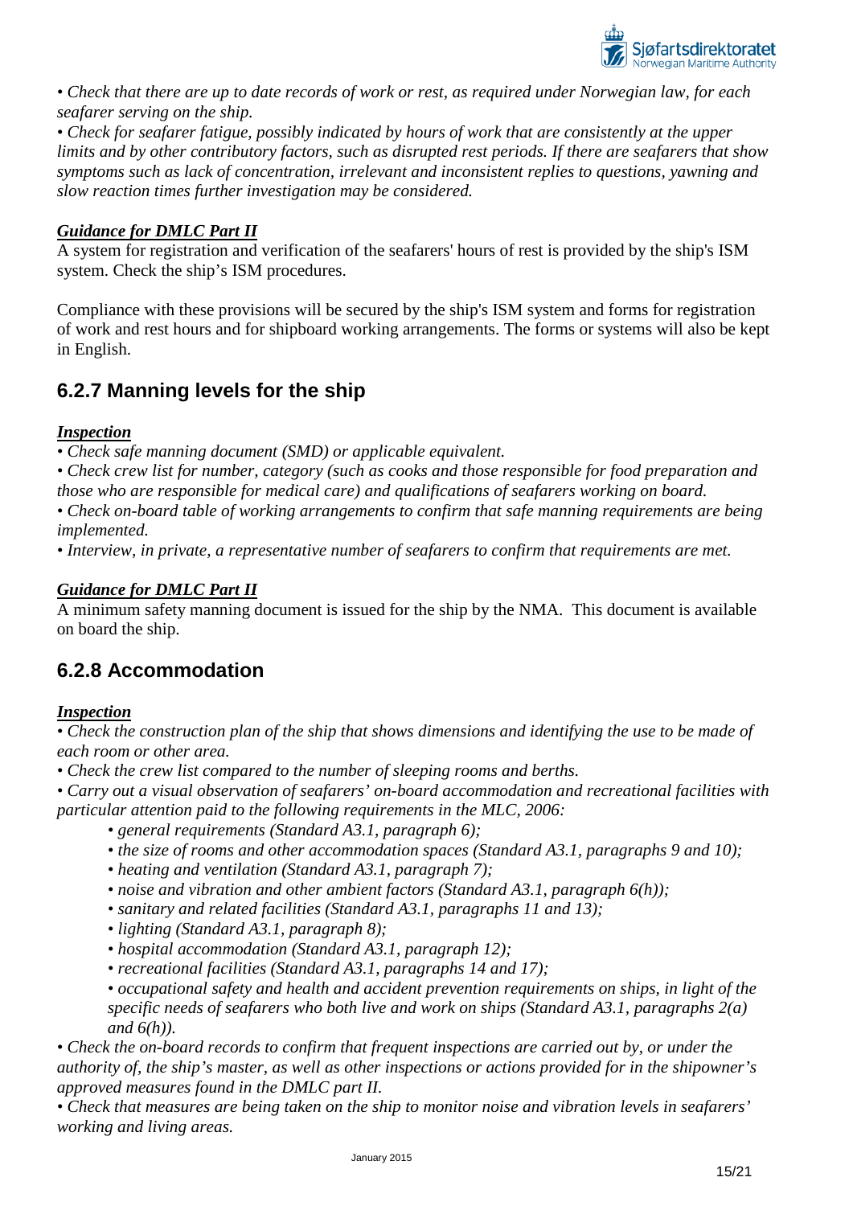*• Check that there are up to date records of work or rest, as required under Norwegian law, for each seafarer serving on the ship.*
*• Check for seafarer fatigue, possibly indicated by hours of work that are consistently at the upper limits and by other contributory factors, such as disrupted rest periods. If there are seafarers that show symptoms such as lack of concentration, irrelevant and inconsistent replies to questions, yawning and slow reaction times further investigation may be considered.*

***Guidance for DMLC Part II***

A system for registration and verification of the seafarers' hours of rest is provided by the ship's ISM system. Check the ship's ISM procedures.

Compliance with these provisions will be secured by the ship's ISM system and forms for registration of work and rest hours and for shipboard working arrangements. The forms or systems will also be kept in English.

### 6.2.7 Manning levels for the ship

***Inspection***

*• Check safe manning document (SMD) or applicable equivalent.*
*• Check crew list for number, category (such as cooks and those responsible for food preparation and those who are responsible for medical care) and qualifications of seafarers working on board.*
*• Check on-board table of working arrangements to confirm that safe manning requirements are being implemented.*
*• Interview, in private, a representative number of seafarers to confirm that requirements are met.*

***Guidance for DMLC Part II***

A minimum safety manning document is issued for the ship by the NMA. This document is available on board the ship.

### 6.2.8 Accommodation

***Inspection***

*• Check the construction plan of the ship that shows dimensions and identifying the use to be made of each room or other area.*
*• Check the crew list compared to the number of sleeping rooms and berths.*
*• Carry out a visual observation of seafarers' on-board accommodation and recreational facilities with particular attention paid to the following requirements in the MLC, 2006:*

- *general requirements (Standard A3.1, paragraph 6);*
- *the size of rooms and other accommodation spaces (Standard A3.1, paragraphs 9 and 10);*
- *heating and ventilation (Standard A3.1, paragraph 7);*
- *noise and vibration and other ambient factors (Standard A3.1, paragraph 6(h));*
- *sanitary and related facilities (Standard A3.1, paragraphs 11 and 13);*
- *lighting (Standard A3.1, paragraph 8);*
- *hospital accommodation (Standard A3.1, paragraph 12);*
- *recreational facilities (Standard A3.1, paragraphs 14 and 17);*
- *occupational safety and health and accident prevention requirements on ships, in light of the specific needs of seafarers who both live and work on ships (Standard A3.1, paragraphs 2(a) and 6(h)).*

*• Check the on-board records to confirm that frequent inspections are carried out by, or under the authority of, the ship's master, as well as other inspections or actions provided for in the shipowner's approved measures found in the DMLC part II.*
*• Check that measures are being taken on the ship to monitor noise and vibration levels in seafarers' working and living areas.*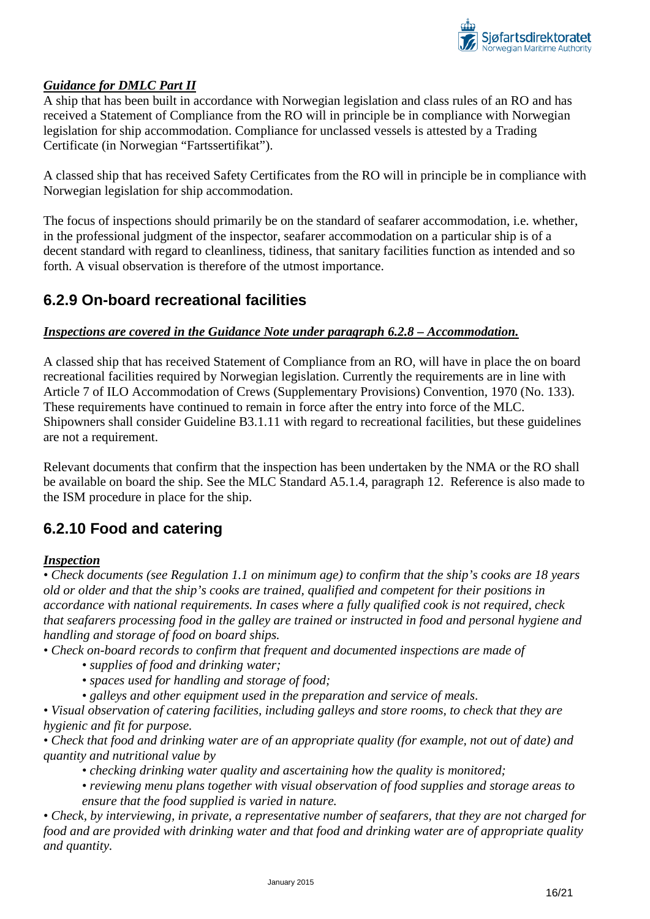***Guidance for DMLC Part II***

A ship that has been built in accordance with Norwegian legislation and class rules of an RO and has received a Statement of Compliance from the RO will in principle be in compliance with Norwegian legislation for ship accommodation. Compliance for unclassed vessels is attested by a Trading Certificate (in Norwegian "Fartssertifikat").

A classed ship that has received Safety Certificates from the RO will in principle be in compliance with Norwegian legislation for ship accommodation.

The focus of inspections should primarily be on the standard of seafarer accommodation, i.e. whether, in the professional judgment of the inspector, seafarer accommodation on a particular ship is of a decent standard with regard to cleanliness, tidiness, that sanitary facilities function as intended and so forth. A visual observation is therefore of the utmost importance.

## 6.2.9 On-board recreational facilities

***Inspections are covered in the Guidance Note under paragraph 6.2.8 – Accommodation.***

A classed ship that has received Statement of Compliance from an RO, will have in place the on board recreational facilities required by Norwegian legislation. Currently the requirements are in line with Article 7 of ILO Accommodation of Crews (Supplementary Provisions) Convention, 1970 (No. 133). These requirements have continued to remain in force after the entry into force of the MLC. Shipowners shall consider Guideline B3.1.11 with regard to recreational facilities, but these guidelines are not a requirement.

Relevant documents that confirm that the inspection has been undertaken by the NMA or the RO shall be available on board the ship. See the MLC Standard A5.1.4, paragraph 12. Reference is also made to the ISM procedure in place for the ship.

## 6.2.10 Food and catering

***Inspection***

*• Check documents (see Regulation 1.1 on minimum age) to confirm that the ship's cooks are 18 years old or older and that the ship's cooks are trained, qualified and competent for their positions in accordance with national requirements. In cases where a fully qualified cook is not required, check that seafarers processing food in the galley are trained or instructed in food and personal hygiene and handling and storage of food on board ships.*

*• Check on-board records to confirm that frequent and documented inspections are made of*

- *supplies of food and drinking water;*
- *spaces used for handling and storage of food;*
- *galleys and other equipment used in the preparation and service of meals.*

*• Visual observation of catering facilities, including galleys and store rooms, to check that they are hygienic and fit for purpose.*

*• Check that food and drinking water are of an appropriate quality (for example, not out of date) and quantity and nutritional value by*

- *checking drinking water quality and ascertaining how the quality is monitored;*
- *reviewing menu plans together with visual observation of food supplies and storage areas to ensure that the food supplied is varied in nature.*

*• Check, by interviewing, in private, a representative number of seafarers, that they are not charged for food and are provided with drinking water and that food and drinking water are of appropriate quality and quantity.*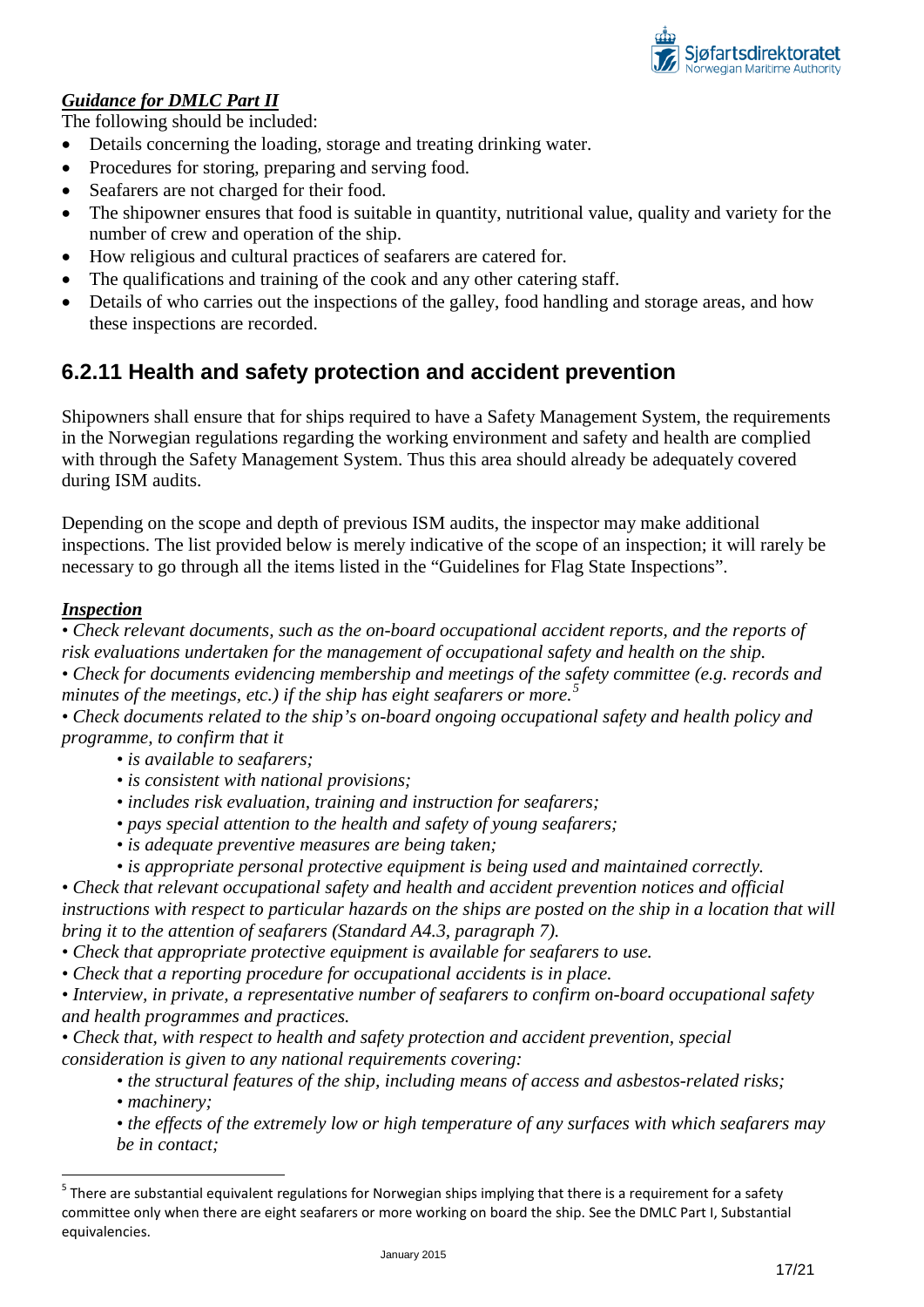***Guidance for DMLC Part II***

The following should be included:

- Details concerning the loading, storage and treating drinking water.
- Procedures for storing, preparing and serving food.
- Seafarers are not charged for their food.
- The shipowner ensures that food is suitable in quantity, nutritional value, quality and variety for the number of crew and operation of the ship.
- How religious and cultural practices of seafarers are catered for.
- The qualifications and training of the cook and any other catering staff.
- Details of who carries out the inspections of the galley, food handling and storage areas, and how these inspections are recorded.

## 6.2.11 Health and safety protection and accident prevention

Shipowners shall ensure that for ships required to have a Safety Management System, the requirements in the Norwegian regulations regarding the working environment and safety and health are complied with through the Safety Management System. Thus this area should already be adequately covered during ISM audits.

Depending on the scope and depth of previous ISM audits, the inspector may make additional inspections. The list provided below is merely indicative of the scope of an inspection; it will rarely be necessary to go through all the items listed in the "Guidelines for Flag State Inspections".

***Inspection***

*• Check relevant documents, such as the on-board occupational accident reports, and the reports of risk evaluations undertaken for the management of occupational safety and health on the ship.*

*• Check for documents evidencing membership and meetings of the safety committee (e.g. records and minutes of the meetings, etc.) if the ship has eight seafarers or more.*[5]

*• Check documents related to the ship's on-board ongoing occupational safety and health policy and programme, to confirm that it*

- *is available to seafarers;*
- *is consistent with national provisions;*
- *includes risk evaluation, training and instruction for seafarers;*
- *pays special attention to the health and safety of young seafarers;*
- *is adequate preventive measures are being taken;*
- *is appropriate personal protective equipment is being used and maintained correctly.*

*• Check that relevant occupational safety and health and accident prevention notices and official instructions with respect to particular hazards on the ships are posted on the ship in a location that will bring it to the attention of seafarers (Standard A4.3, paragraph 7).*

*• Check that appropriate protective equipment is available for seafarers to use.*

*• Check that a reporting procedure for occupational accidents is in place.*

*• Interview, in private, a representative number of seafarers to confirm on-board occupational safety and health programmes and practices.*

*• Check that, with respect to health and safety protection and accident prevention, special consideration is given to any national requirements covering:*

- *the structural features of the ship, including means of access and asbestos-related risks;*
- *machinery;*
- *the effects of the extremely low or high temperature of any surfaces with which seafarers may be in contact;*

[5] There are substantial equivalent regulations for Norwegian ships implying that there is a requirement for a safety committee only when there are eight seafarers or more working on board the ship. See the DMLC Part I, Substantial equivalencies.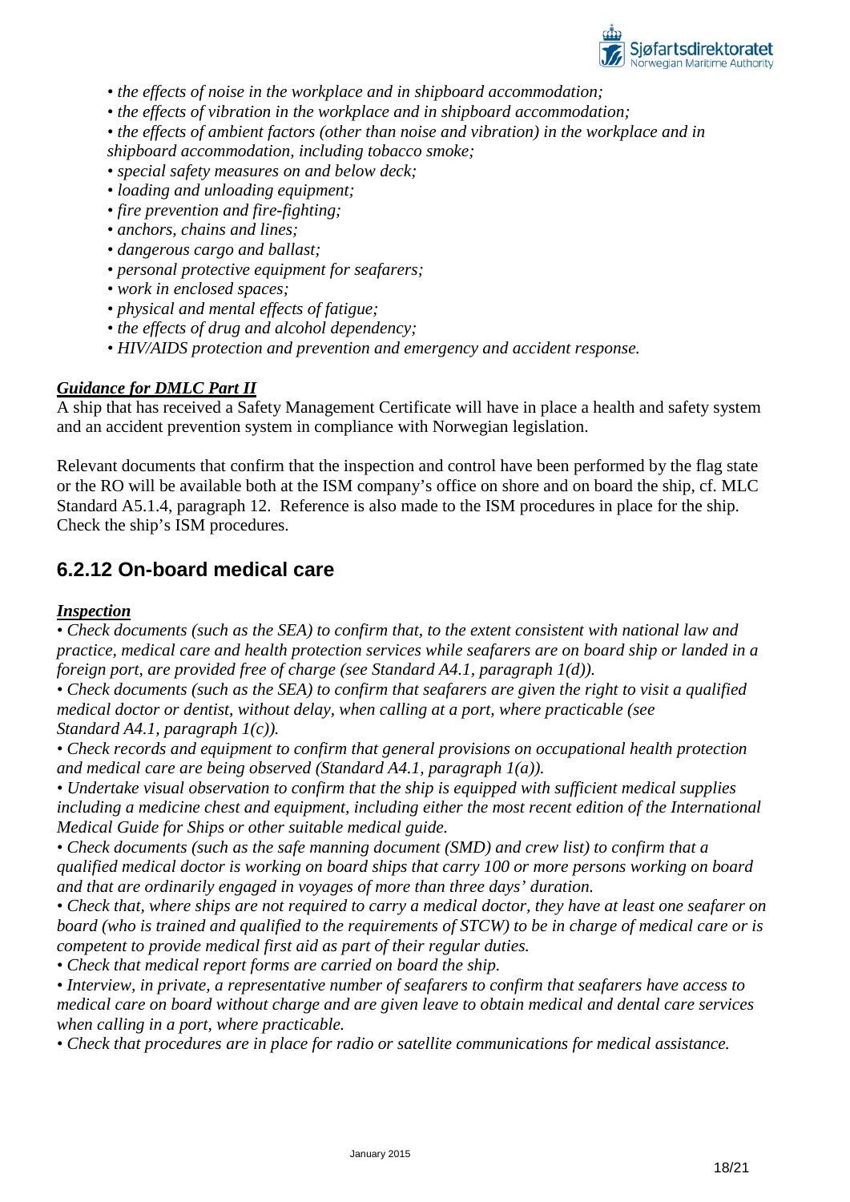- *the effects of noise in the workplace and in shipboard accommodation;*
- *the effects of vibration in the workplace and in shipboard accommodation;*
- *the effects of ambient factors (other than noise and vibration) in the workplace and in shipboard accommodation, including tobacco smoke;*
- *special safety measures on and below deck;*
- *loading and unloading equipment;*
- *fire prevention and fire-fighting;*
- *anchors, chains and lines;*
- *dangerous cargo and ballast;*
- *personal protective equipment for seafarers;*
- *work in enclosed spaces;*
- *physical and mental effects of fatigue;*
- *the effects of drug and alcohol dependency;*
- *HIV/AIDS protection and prevention and emergency and accident response.*

***Guidance for DMLC Part II***

A ship that has received a Safety Management Certificate will have in place a health and safety system and an accident prevention system in compliance with Norwegian legislation.

Relevant documents that confirm that the inspection and control have been performed by the flag state or the RO will be available both at the ISM company's office on shore and on board the ship, cf. MLC Standard A5.1.4, paragraph 12. Reference is also made to the ISM procedures in place for the ship. Check the ship's ISM procedures.

## 6.2.12 On-board medical care

***Inspection***

- *Check documents (such as the SEA) to confirm that, to the extent consistent with national law and practice, medical care and health protection services while seafarers are on board ship or landed in a foreign port, are provided free of charge (see Standard A4.1, paragraph 1(d)).*
- *Check documents (such as the SEA) to confirm that seafarers are given the right to visit a qualified medical doctor or dentist, without delay, when calling at a port, where practicable (see Standard A4.1, paragraph 1(c)).*
- *Check records and equipment to confirm that general provisions on occupational health protection and medical care are being observed (Standard A4.1, paragraph 1(a)).*
- *Undertake visual observation to confirm that the ship is equipped with sufficient medical supplies including a medicine chest and equipment, including either the most recent edition of the International Medical Guide for Ships or other suitable medical guide.*
- *Check documents (such as the safe manning document (SMD) and crew list) to confirm that a qualified medical doctor is working on board ships that carry 100 or more persons working on board and that are ordinarily engaged in voyages of more than three days' duration.*
- *Check that, where ships are not required to carry a medical doctor, they have at least one seafarer on board (who is trained and qualified to the requirements of STCW) to be in charge of medical care or is competent to provide medical first aid as part of their regular duties.*
- *Check that medical report forms are carried on board the ship.*
- *Interview, in private, a representative number of seafarers to confirm that seafarers have access to medical care on board without charge and are given leave to obtain medical and dental care services when calling in a port, where practicable.*
- *Check that procedures are in place for radio or satellite communications for medical assistance.*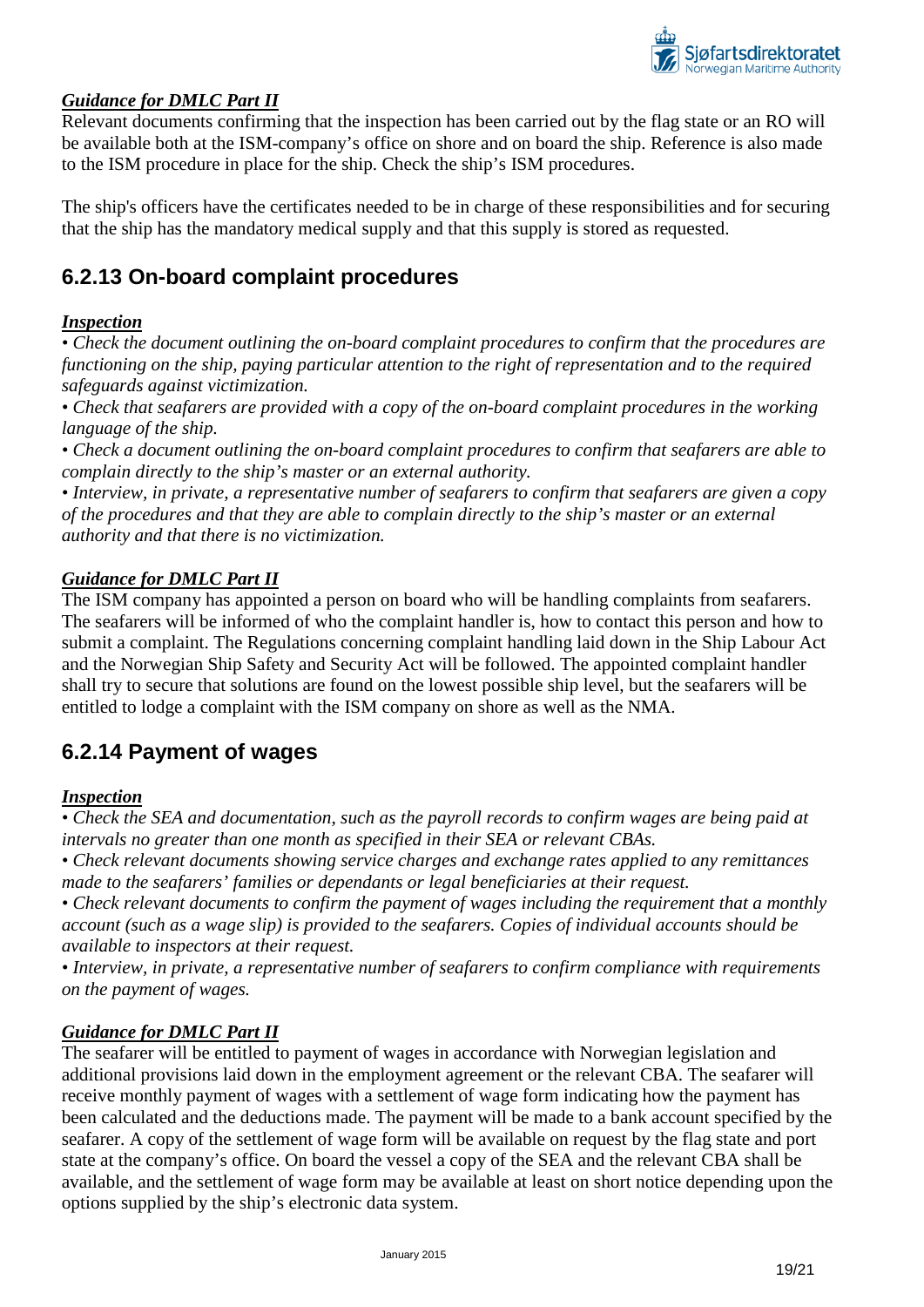***Guidance for DMLC Part II***

Relevant documents confirming that the inspection has been carried out by the flag state or an RO will be available both at the ISM-company's office on shore and on board the ship. Reference is also made to the ISM procedure in place for the ship. Check the ship's ISM procedures.

The ship's officers have the certificates needed to be in charge of these responsibilities and for securing that the ship has the mandatory medical supply and that this supply is stored as requested.

## 6.2.13 On-board complaint procedures

***Inspection***

*• Check the document outlining the on-board complaint procedures to confirm that the procedures are functioning on the ship, paying particular attention to the right of representation and to the required safeguards against victimization.*

*• Check that seafarers are provided with a copy of the on-board complaint procedures in the working language of the ship.*

*• Check a document outlining the on-board complaint procedures to confirm that seafarers are able to complain directly to the ship's master or an external authority.*

*• Interview, in private, a representative number of seafarers to confirm that seafarers are given a copy of the procedures and that they are able to complain directly to the ship's master or an external authority and that there is no victimization.*

***Guidance for DMLC Part II***

The ISM company has appointed a person on board who will be handling complaints from seafarers. The seafarers will be informed of who the complaint handler is, how to contact this person and how to submit a complaint. The Regulations concerning complaint handling laid down in the Ship Labour Act and the Norwegian Ship Safety and Security Act will be followed. The appointed complaint handler shall try to secure that solutions are found on the lowest possible ship level, but the seafarers will be entitled to lodge a complaint with the ISM company on shore as well as the NMA.

## 6.2.14 Payment of wages

***Inspection***

*• Check the SEA and documentation, such as the payroll records to confirm wages are being paid at intervals no greater than one month as specified in their SEA or relevant CBAs.*

*• Check relevant documents showing service charges and exchange rates applied to any remittances made to the seafarers' families or dependants or legal beneficiaries at their request.*

*• Check relevant documents to confirm the payment of wages including the requirement that a monthly account (such as a wage slip) is provided to the seafarers. Copies of individual accounts should be available to inspectors at their request.*

*• Interview, in private, a representative number of seafarers to confirm compliance with requirements on the payment of wages.*

***Guidance for DMLC Part II***

The seafarer will be entitled to payment of wages in accordance with Norwegian legislation and additional provisions laid down in the employment agreement or the relevant CBA. The seafarer will receive monthly payment of wages with a settlement of wage form indicating how the payment has been calculated and the deductions made. The payment will be made to a bank account specified by the seafarer. A copy of the settlement of wage form will be available on request by the flag state and port state at the company's office. On board the vessel a copy of the SEA and the relevant CBA shall be available, and the settlement of wage form may be available at least on short notice depending upon the options supplied by the ship's electronic data system.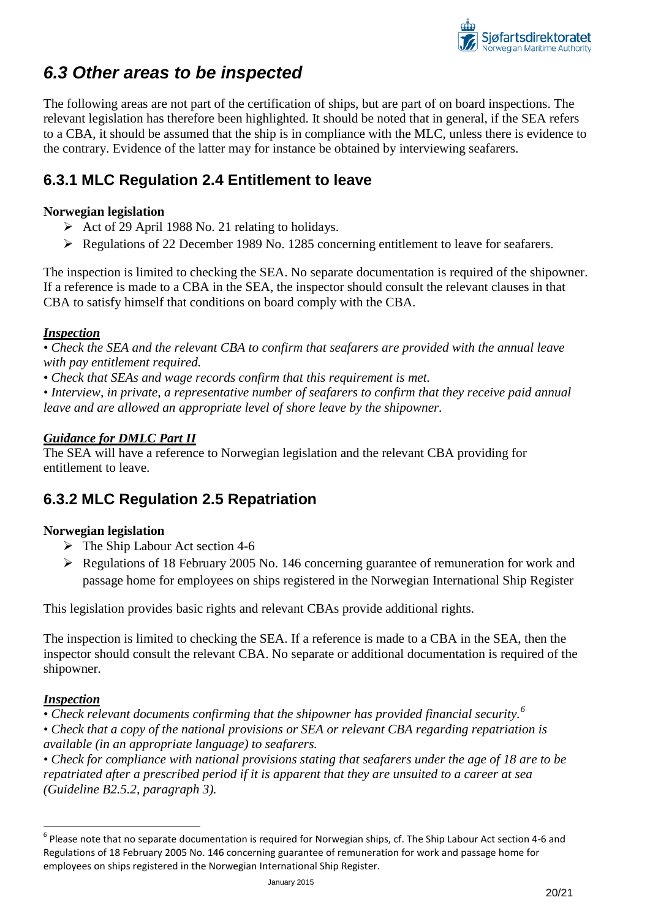## *6.3 Other areas to be inspected*

The following areas are not part of the certification of ships, but are part of on board inspections. The relevant legislation has therefore been highlighted. It should be noted that in general, if the SEA refers to a CBA, it should be assumed that the ship is in compliance with the MLC, unless there is evidence to the contrary. Evidence of the latter may for instance be obtained by interviewing seafarers.

### 6.3.1 MLC Regulation 2.4 Entitlement to leave

**Norwegian legislation**

- Act of 29 April 1988 No. 21 relating to holidays.
- Regulations of 22 December 1989 No. 1285 concerning entitlement to leave for seafarers.

The inspection is limited to checking the SEA. No separate documentation is required of the shipowner. If a reference is made to a CBA in the SEA, the inspector should consult the relevant clauses in that CBA to satisfy himself that conditions on board comply with the CBA.

***Inspection***

*• Check the SEA and the relevant CBA to confirm that seafarers are provided with the annual leave with pay entitlement required.*

*• Check that SEAs and wage records confirm that this requirement is met.*

*• Interview, in private, a representative number of seafarers to confirm that they receive paid annual leave and are allowed an appropriate level of shore leave by the shipowner.*

***Guidance for DMLC Part II***

The SEA will have a reference to Norwegian legislation and the relevant CBA providing for entitlement to leave.

### 6.3.2 MLC Regulation 2.5 Repatriation

**Norwegian legislation**

- The Ship Labour Act section 4-6
- Regulations of 18 February 2005 No. 146 concerning guarantee of remuneration for work and passage home for employees on ships registered in the Norwegian International Ship Register

This legislation provides basic rights and relevant CBAs provide additional rights.

The inspection is limited to checking the SEA. If a reference is made to a CBA in the SEA, then the inspector should consult the relevant CBA. No separate or additional documentation is required of the shipowner.

***Inspection***

*• Check relevant documents confirming that the shipowner has provided financial security.*[6]

*• Check that a copy of the national provisions or SEA or relevant CBA regarding repatriation is available (in an appropriate language) to seafarers.*

*• Check for compliance with national provisions stating that seafarers under the age of 18 are to be repatriated after a prescribed period if it is apparent that they are unsuited to a career at sea (Guideline B2.5.2, paragraph 3).*

---

[6] Please note that no separate documentation is required for Norwegian ships, cf. The Ship Labour Act section 4-6 and Regulations of 18 February 2005 No. 146 concerning guarantee of remuneration for work and passage home for employees on ships registered in the Norwegian International Ship Register.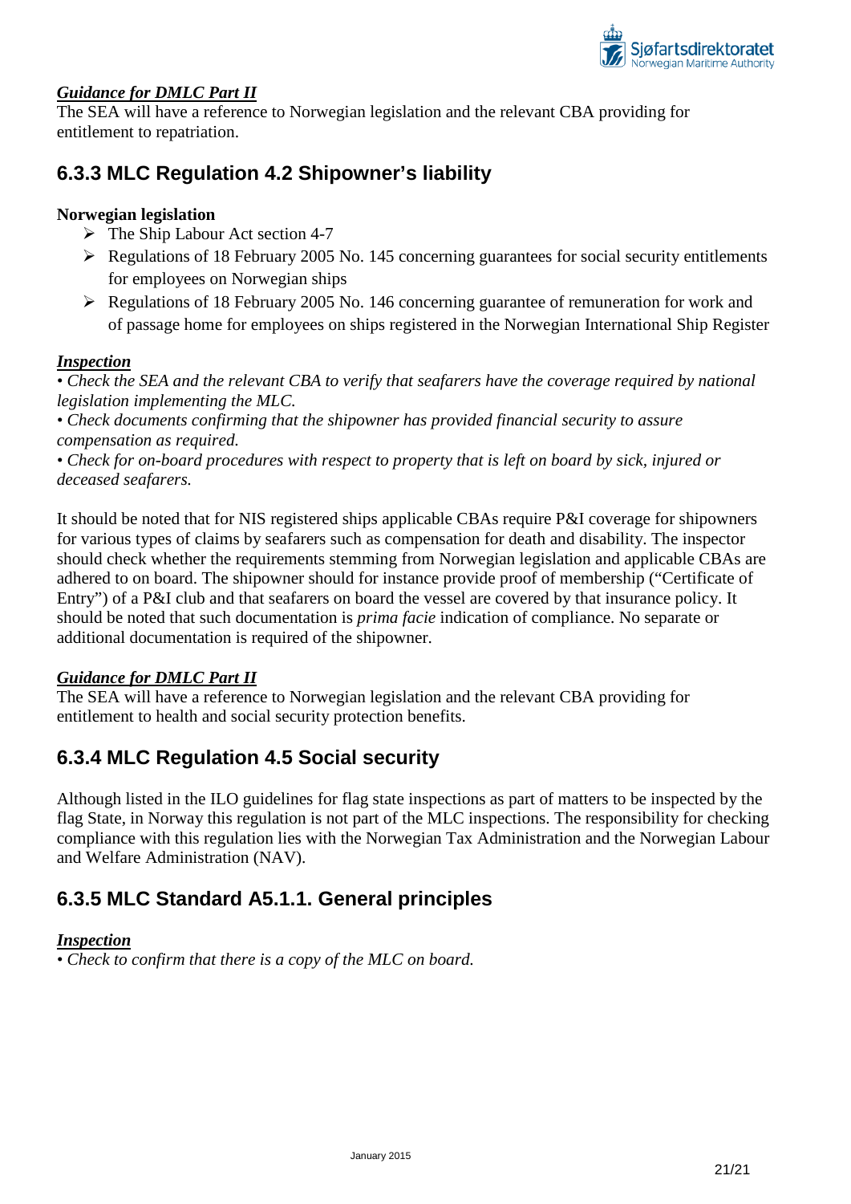***Guidance for DMLC Part II***

The SEA will have a reference to Norwegian legislation and the relevant CBA providing for entitlement to repatriation.

## 6.3.3 MLC Regulation 4.2 Shipowner's liability

**Norwegian legislation**

- The Ship Labour Act section 4-7
- Regulations of 18 February 2005 No. 145 concerning guarantees for social security entitlements for employees on Norwegian ships
- Regulations of 18 February 2005 No. 146 concerning guarantee of remuneration for work and of passage home for employees on ships registered in the Norwegian International Ship Register

***Inspection***

*• Check the SEA and the relevant CBA to verify that seafarers have the coverage required by national legislation implementing the MLC.*

*• Check documents confirming that the shipowner has provided financial security to assure compensation as required.*

*• Check for on-board procedures with respect to property that is left on board by sick, injured or deceased seafarers.*

It should be noted that for NIS registered ships applicable CBAs require P&I coverage for shipowners for various types of claims by seafarers such as compensation for death and disability. The inspector should check whether the requirements stemming from Norwegian legislation and applicable CBAs are adhered to on board. The shipowner should for instance provide proof of membership ("Certificate of Entry") of a P&I club and that seafarers on board the vessel are covered by that insurance policy. It should be noted that such documentation is *prima facie* indication of compliance. No separate or additional documentation is required of the shipowner.

***Guidance for DMLC Part II***

The SEA will have a reference to Norwegian legislation and the relevant CBA providing for entitlement to health and social security protection benefits.

## 6.3.4 MLC Regulation 4.5 Social security

Although listed in the ILO guidelines for flag state inspections as part of matters to be inspected by the flag State, in Norway this regulation is not part of the MLC inspections. The responsibility for checking compliance with this regulation lies with the Norwegian Tax Administration and the Norwegian Labour and Welfare Administration (NAV).

## 6.3.5 MLC Standard A5.1.1. General principles

***Inspection***

*• Check to confirm that there is a copy of the MLC on board.*